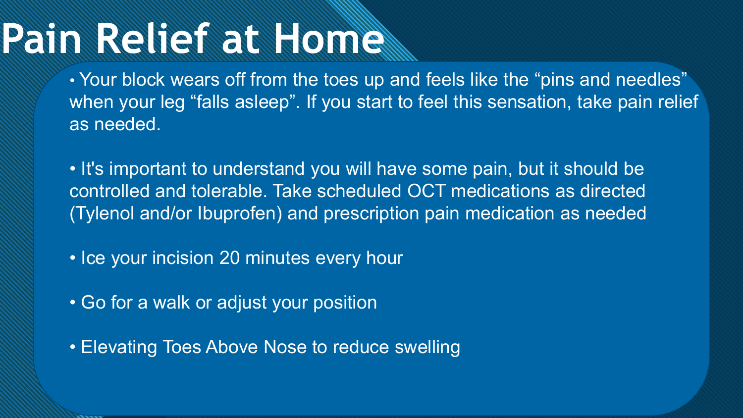# Pain Relief at Home

- Your block wears off from the toes up and feels like the "pins and needles" when your leg "falls asleep". If you start to feel this sensation, take pain relief as needed.

- It's important to understand you will have some pain, but it should be controlled and tolerable. Take scheduled OCT medications as directed (Tylenol and/or Ibuprofen) and prescription pain medication as needed

- Ice your incision 20 minutes every hour

- Go for a walk or adjust your position

- Elevating Toes Above Nose to reduce swelling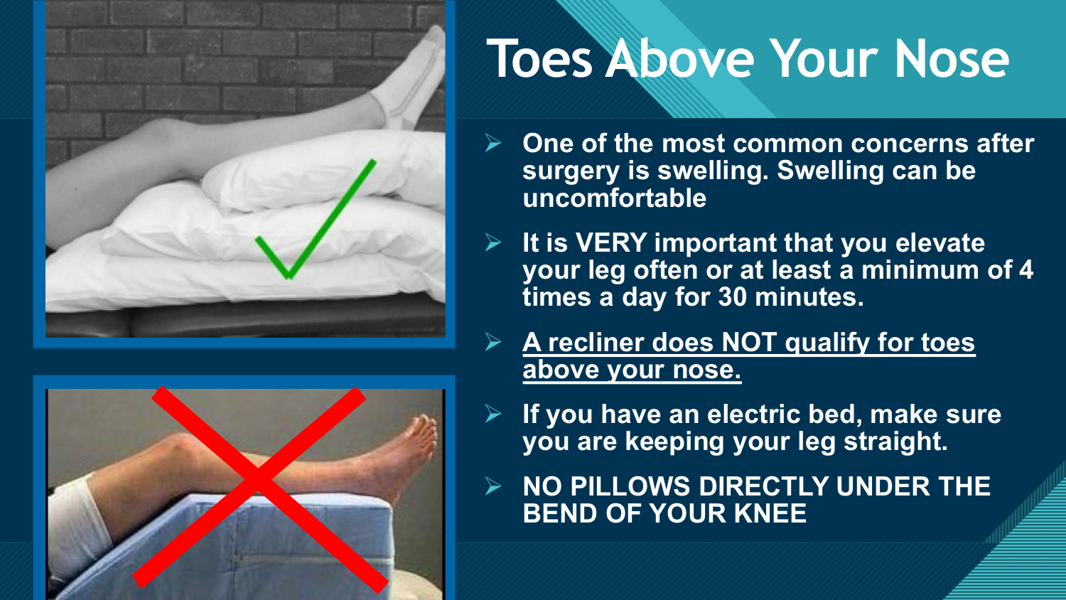# Toes Above Your Nose

- **One of the most common concerns after surgery is swelling. Swelling can be uncomfortable**
- **It is VERY important that you elevate your leg often or at least a minimum of 4 times a day for 30 minutes.**
- **<u>A recliner does NOT qualify for toes above your nose.</u>**
- **If you have an electric bed, make sure you are keeping your leg straight.**
- **NO PILLOWS DIRECTLY UNDER THE BEND OF YOUR KNEE**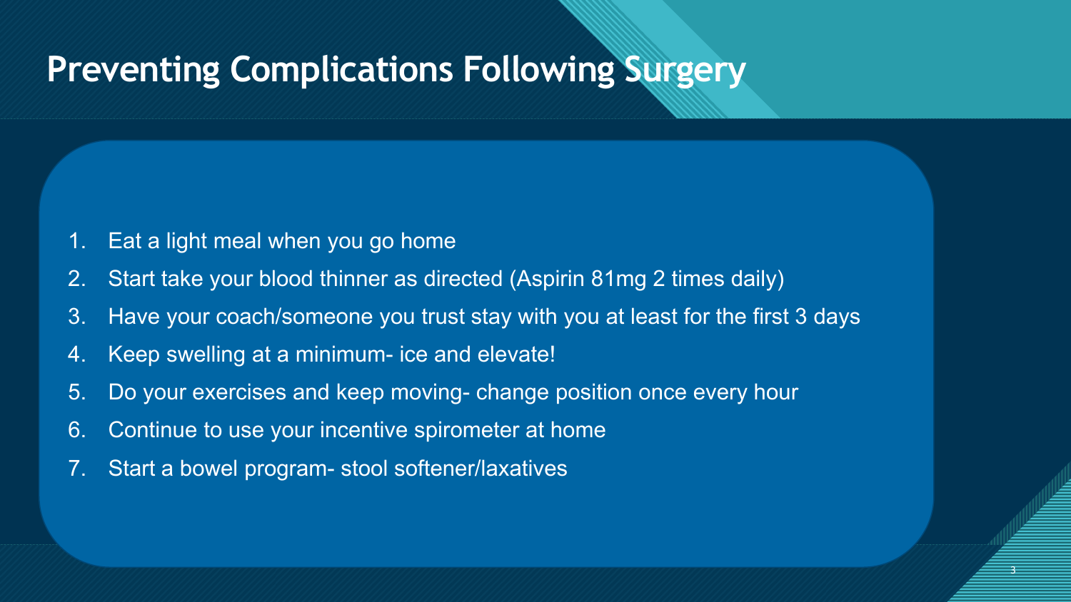# Preventing Complications Following Surgery

1. Eat a light meal when you go home
2. Start take your blood thinner as directed (Aspirin 81mg 2 times daily)
3. Have your coach/someone you trust stay with you at least for the first 3 days
4. Keep swelling at a minimum- ice and elevate!
5. Do your exercises and keep moving- change position once every hour
6. Continue to use your incentive spirometer at home
7. Start a bowel program- stool softener/laxatives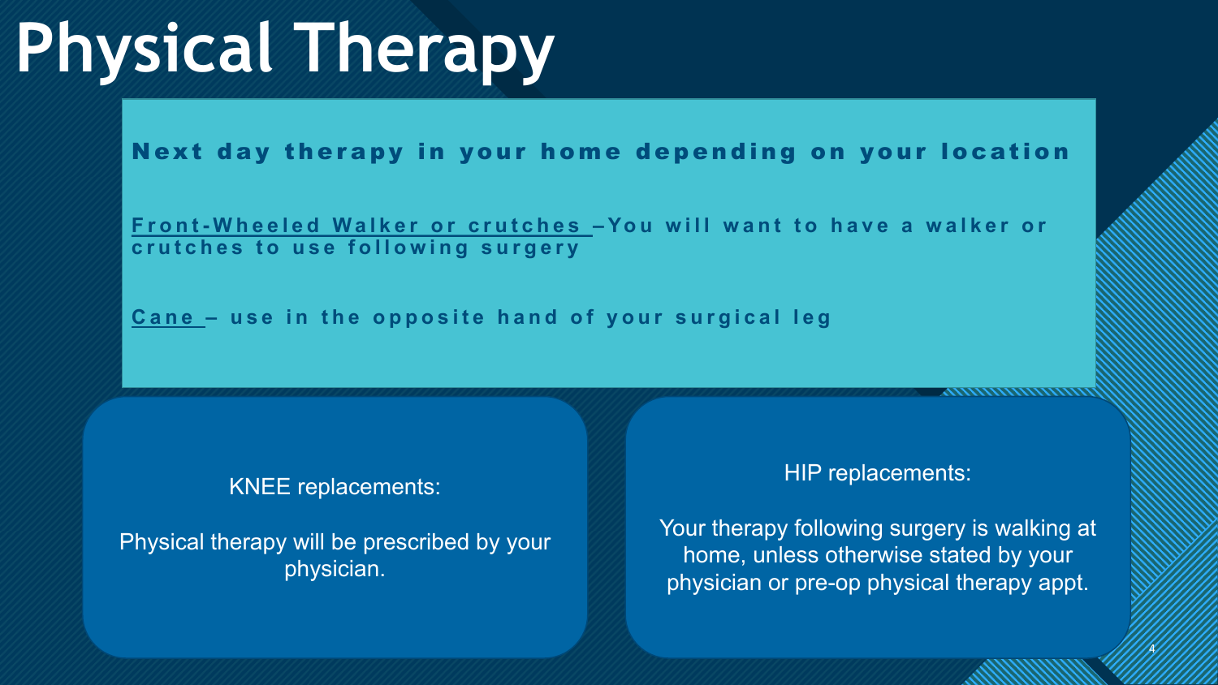# Physical Therapy

**Next day therapy in your home depending on your location**

**Front-Wheeled Walker or crutches** –You will want to have a walker or crutches to use following surgery

**Cane** – use in the opposite hand of your surgical leg

KNEE replacements:

Physical therapy will be prescribed by your physician.

HIP replacements:

Your therapy following surgery is walking at home, unless otherwise stated by your physician or pre-op physical therapy appt.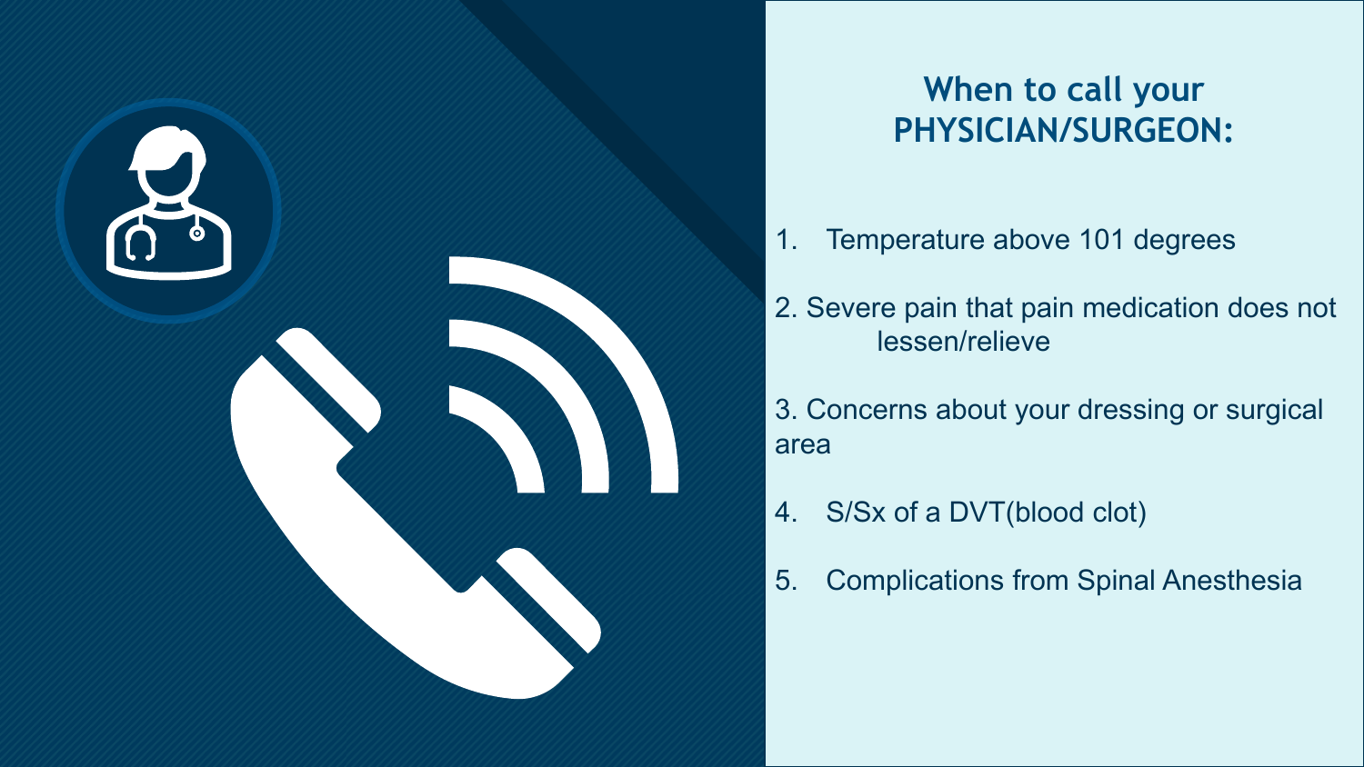## When to call your PHYSICIAN/SURGEON:

1. Temperature above 101 degrees
2. Severe pain that pain medication does not lessen/relieve
3. Concerns about your dressing or surgical area
4. S/Sx of a DVT(blood clot)
5. Complications from Spinal Anesthesia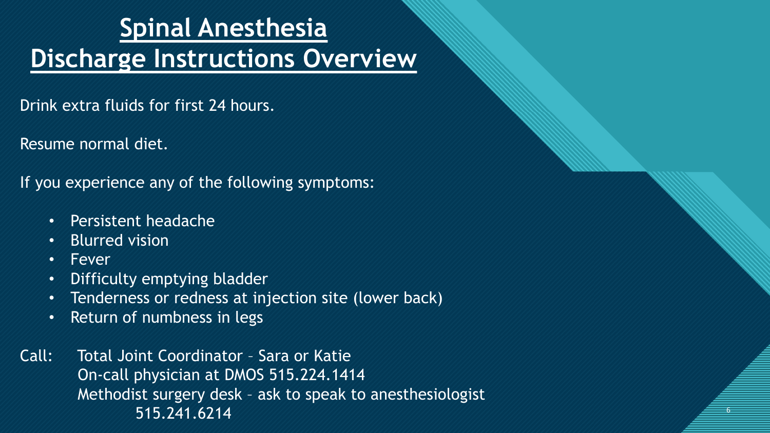# Spinal Anesthesia Discharge Instructions Overview

Drink extra fluids for first 24 hours.

Resume normal diet.

If you experience any of the following symptoms:

- Persistent headache
- Blurred vision
- Fever
- Difficulty emptying bladder
- Tenderness or redness at injection site (lower back)
- Return of numbness in legs

Call: Total Joint Coordinator – Sara or Katie  
On-call physician at DMOS 515.224.1414  
Methodist surgery desk – ask to speak to anesthesiologist 515.241.6214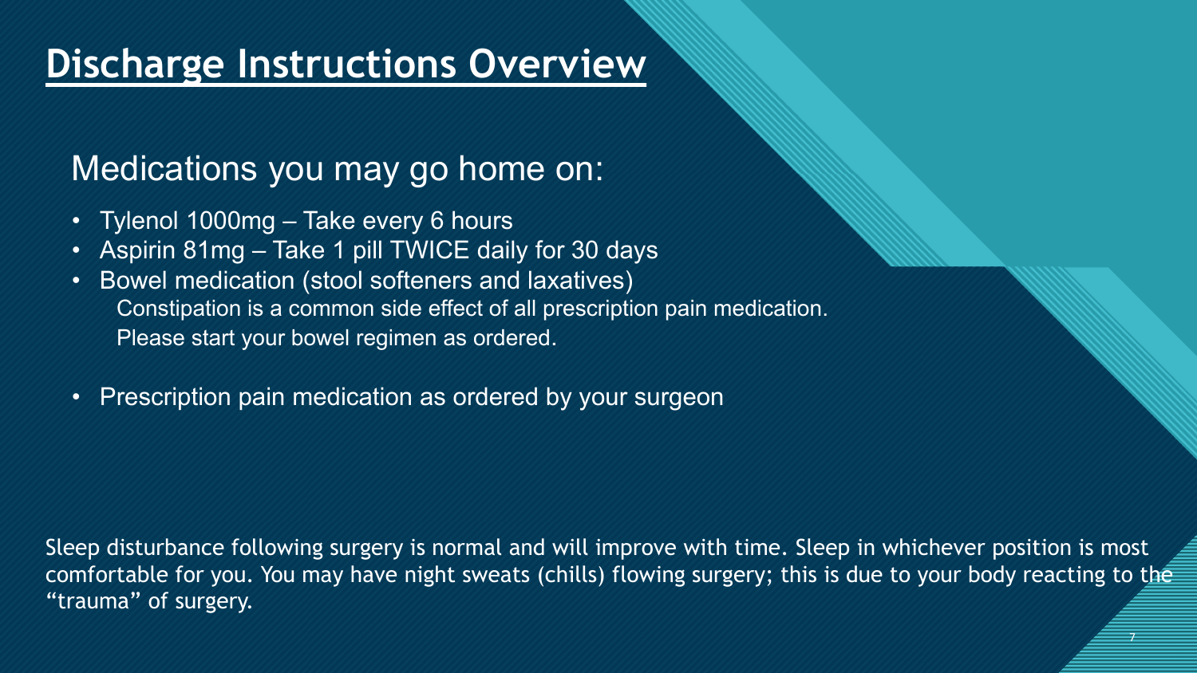# Discharge Instructions Overview

## Medications you may go home on:

- Tylenol 1000mg – Take every 6 hours
- Aspirin 81mg – Take 1 pill TWICE daily for 30 days
- Bowel medication (stool softeners and laxatives)
  Constipation is a common side effect of all prescription pain medication.
  Please start your bowel regimen as ordered.
- Prescription pain medication as ordered by your surgeon

Sleep disturbance following surgery is normal and will improve with time. Sleep in whichever position is most comfortable for you. You may have night sweats (chills) flowing surgery; this is due to your body reacting to the "trauma" of surgery.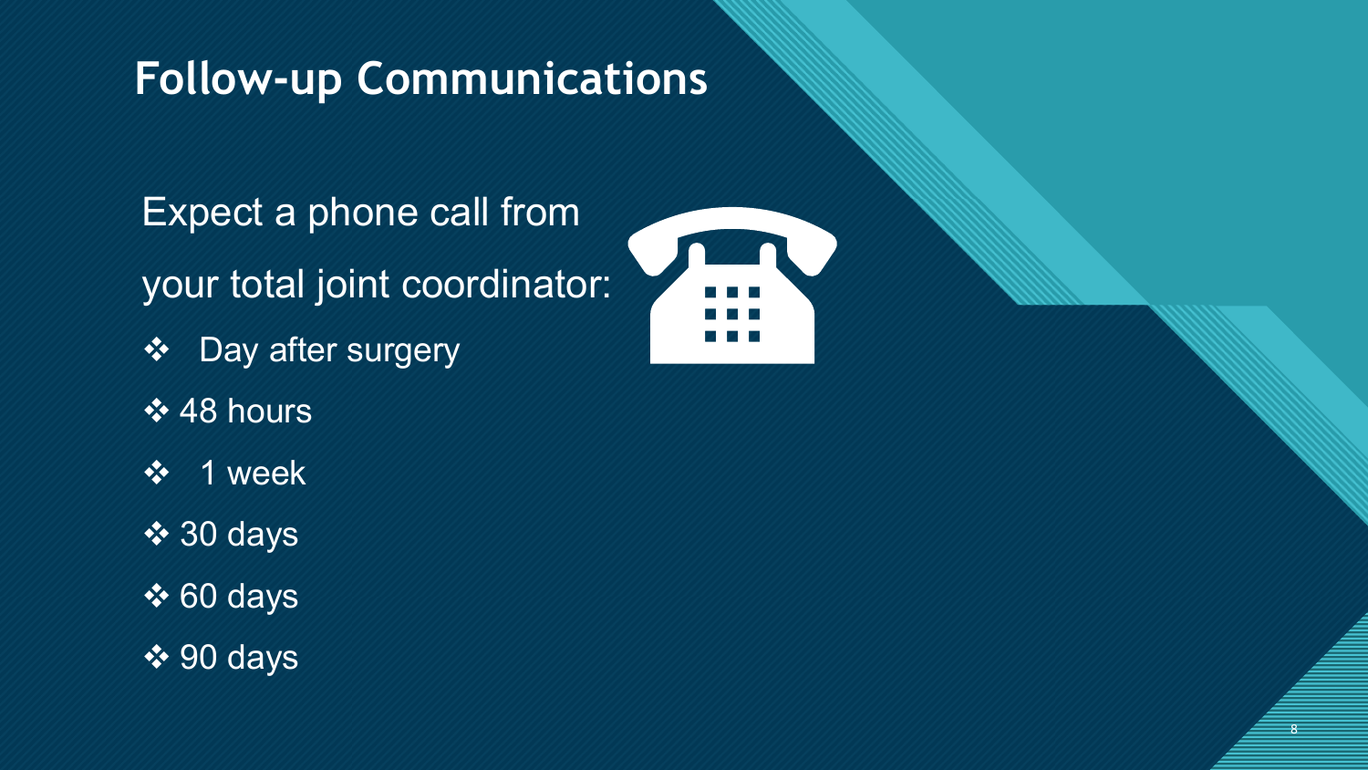# Follow-up Communications

Expect a phone call from your total joint coordinator:

- Day after surgery
- 48 hours
- 1 week
- 30 days
- 60 days
- 90 days